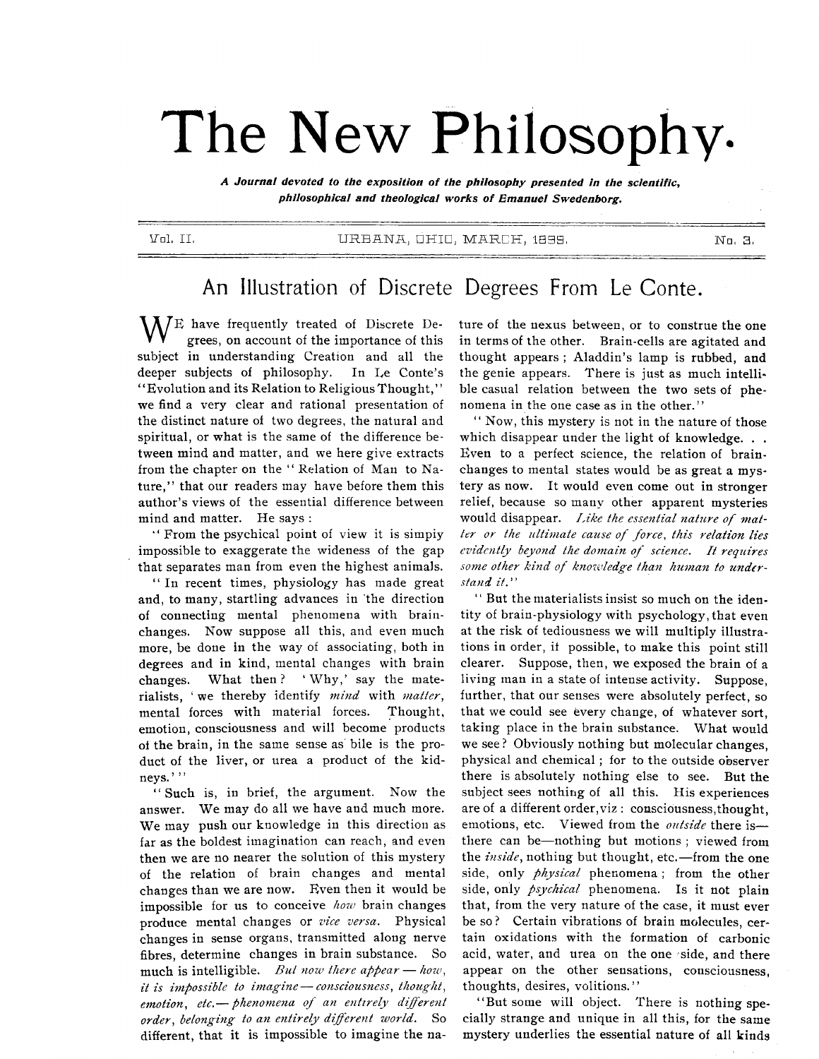# The New Philosophy.

*A Journal devoted to the exposition of the philosophy presented in the scientific, philosophical and theological works of Emanuel Swedenborg.*

Vol. II. URBANA, OHIO, MARCH, 1899. No. 3.

## An Illustration of Discrete Degrees From Le Conte.

WE have frequently treated of Discrete Degrees, on account of the importance of this subject in understanding Creation and all the deeper subjects of philosophy. In Le Conte's "Evolution and its Relation to Religious Thought," we find a very clear and rational presentation of the distinct nature of two degrees, the natural and spiritual, or what is the same of the difference between mind and matter, and we here give extracts from the chapter on the "Relation of Man to Nature," that our readers may have before them this author's views of the essential difference between mind and matter. He says:

"From the psychical point of view it is simply impossible to exaggerate the wideness of the gap that separates man from even the highest animals.

"In recent times, physiology has made great and, to many, startling advances in the direction of connecting mental phenomena with brain-changes. Now suppose all this, and even much more, be done in the way of associating, both in degrees and in kind, mental changes with brain changes. What then? 'Why,' say the materialists, 'we thereby identify *mind* with *matter*, mental forces with material forces. Thought, emotion, consciousness and will become products of the brain, in the same sense as bile is the product of the liver, or urea a product of the kidneys.'"

"Such is, in brief, the argument. Now the answer. We may do all we have and much more. We may push our knowledge in this direction as far as the boldest imagination can reach, and even then we are no nearer the solution of this mystery of the relation of brain changes and mental changes than we are now. Even then it would be impossible for us to conceive *how* brain changes produce mental changes or *vice versa*. Physical changes in sense organs, transmitted along nerve fibres, determine changes in brain substance. So much is intelligible. *But now there appear — how, it is impossible to imagine — consciousness, thought, emotion, etc. — phenomena of an entirely different order, belonging to an entirely different world.* So different, that it is impossible to imagine the nature of the nexus between, or to construe the one in terms of the other. Brain-cells are agitated and thought appears; Aladdin's lamp is rubbed, and the genie appears. There is just as much intelligible casual relation between the two sets of phenomena in the one case as in the other."

"Now, this mystery is not in the nature of those which disappear under the light of knowledge. . . Even to a perfect science, the relation of brain-changes to mental states would be as great a mystery as now. It would even come out in stronger relief, because so many other apparent mysteries would disappear. *Like the essential nature of matter or the ultimate cause of force, this relation lies evidently beyond the domain of science. It requires some other kind of knowledge than human to understand it.*"

"But the materialists insist so much on the identity of brain-physiology with psychology, that even at the risk of tediousness we will multiply illustrations in order, if possible, to make this point still clearer. Suppose, then, we exposed the brain of a living man in a state of intense activity. Suppose, further, that our senses were absolutely perfect, so that we could see every change, of whatever sort, taking place in the brain substance. What would we see? Obviously nothing but molecular changes, physical and chemical; for to the outside observer there is absolutely nothing else to see. But the subject sees nothing of all this. His experiences are of a different order, viz: consciousness, thought, emotions, etc. Viewed from the *outside* there is— there can be—nothing but motions; viewed from the *inside*, nothing but thought, etc.—from the one side, only *physical* phenomena; from the other side, only *psychical* phenomena. Is it not plain that, from the very nature of the case, it must ever be so? Certain vibrations of brain molecules, certain oxidations with the formation of carbonic acid, water, and urea on the one side, and there appear on the other sensations, consciousness, thoughts, desires, volitions."

"But some will object. There is nothing specially strange and unique in all this, for the same mystery underlies the essential nature of all kinds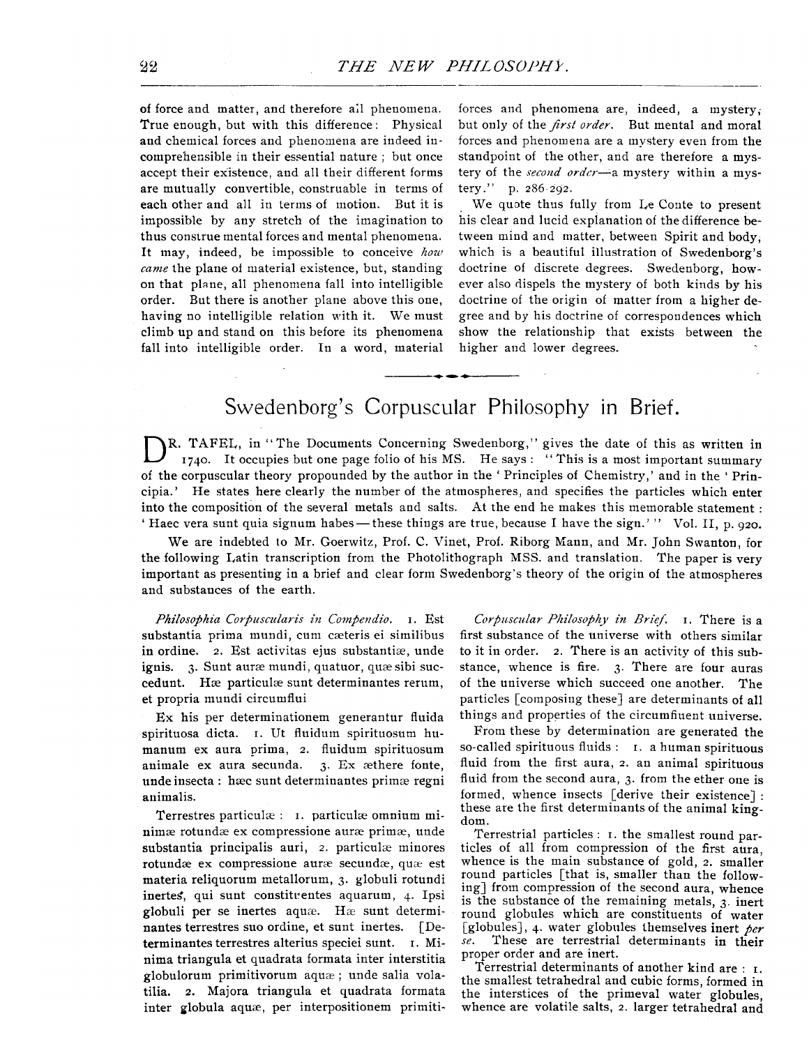of force and matter, and therefore all phenomena. True enough, but with this difference: Physical and chemical forces and phenomena are indeed incomprehensible in their essential nature; but once accept their existence, and all their different forms are mutually convertible, construable in terms of each other and all in terms of motion. But it is impossible by any stretch of the imagination to thus construe mental forces and mental phenomena. It may, indeed, be impossible to conceive *how came* the plane of material existence, but, standing on that plane, all phenomena fall into intelligible order. But there is another plane above this one, having no intelligible relation with it. We must climb up and stand on this before its phenomena fall into intelligible order. In a word, material forces and phenomena are, indeed, a mystery; but only of the *first order*. But mental and moral forces and phenomena are a mystery even from the standpoint of the other, and are therefore a mystery of the *second order*—a mystery within a mystery." p. 286-292.

We quote thus fully from Le Conte to present his clear and lucid explanation of the difference between mind and matter, between Spirit and body, which is a beautiful illustration of Swedenborg's doctrine of discrete degrees. Swedenborg, however also dispels the mystery of both kinds by his doctrine of the origin of matter from a higher degree and by his doctrine of correspondences which show the relationship that exists between the higher and lower degrees.

## Swedenborg's Corpuscular Philosophy in Brief.

DR. TAFEL, in "The Documents Concerning Swedenborg," gives the date of this as written in 1740. It occupies but one page folio of his MS. He says: "This is a most important summary of the corpuscular theory propounded by the author in the 'Principles of Chemistry,' and in the 'Principia.' He states here clearly the number of the atmospheres, and specifies the particles which enter into the composition of the several metals and salts. At the end he makes this memorable statement: 'Haec vera sunt quia signum habes—these things are true, because I have the sign.'" Vol. II, p. 920.

We are indebted to Mr. Goerwitz, Prof. C. Vinet, Prof. Riborg Mann, and Mr. John Swanton, for the following Latin transcription from the Photolithograph MSS. and translation. The paper is very important as presenting in a brief and clear form Swedenborg's theory of the origin of the atmospheres and substances of the earth.

*Philosophia Corpuscularis in Compendio.* 1. Est substantia prima mundi, cum cæteris ei similibus in ordine. 2. Est activitas ejus substantiæ, unde ignis. 3. Sunt auræ mundi, quatuor, quæ sibi succedunt. Hæ particulæ sunt determinantes rerum, et propria mundi circumflui

Ex his per determinationem generantur fluida spirituosa dicta. 1. Ut fluidum spirituosum humanum ex aura prima, 2. fluidum spirituosum animale ex aura secunda. 3. Ex æthere fonte, unde insecta: hæc sunt determinantes primæ regni animalis.

Terrestres particulæ: 1. particulæ omnium minimæ rotundæ ex compressione auræ primæ, unde substantia principalis auri, 2. particulæ minores rotundæ ex compressione auræ secundæ, quæ est materia reliquorum metallorum, 3. globuli rotundi inertes, qui sunt constituentes aquarum, 4. Ipsi globuli per se inertes aquæ. Hæ sunt determinantes terrestres suo ordine, et sunt inertes. [Determinantes terrestres alterius speciei sunt. 1. Minima triangula et quadrata formata inter interstitia globulorum primitivorum aquæ; unde salia volatilia. 2. Majora triangula et quadrata formata inter globula aquæ, per interpositionem primiti-

*Corpuscular Philosophy in Brief.* 1. There is a first substance of the universe with others similar to it in order. 2. There is an activity of this substance, whence is fire. 3. There are four auras of the universe which succeed one another. The particles [composing these] are determinants of all things and properties of the circumfluent universe.

From these by determination are generated the so-called spirituous fluids: 1. a human spirituous fluid from the first aura, 2. an animal spirituous fluid from the second aura, 3. from the ether one is formed, whence insects [derive their existence]: these are the first determinants of the animal kingdom.

Terrestrial particles: 1. the smallest round particles of all from compression of the first aura, whence is the main substance of gold, 2. smaller round particles [that is, smaller than the following] from compression of the second aura, whence is the substance of the remaining metals, 3. inert round globules which are constituents of water [globules], 4. water globules themselves inert *per se*. These are terrestrial determinants in their proper order and are inert.

Terrestrial determinants of another kind are: 1. the smallest tetrahedral and cubic forms, formed in the interstices of the primeval water globules, whence are volatile salts, 2. larger tetrahedral and